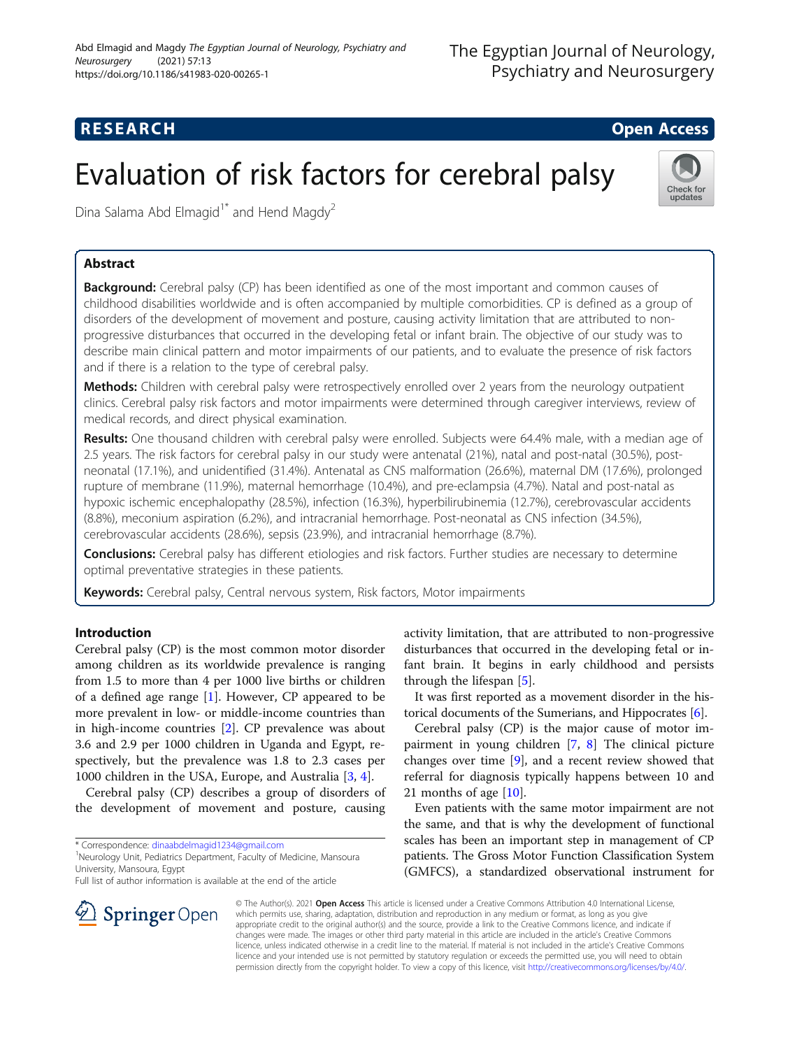RESEARCH

Open Access

# Evaluation of risk factors for cerebral palsy

Dina Salama Abd Elmagid[1*] and Hend Magdy[2]

## Abstract

**Background:** Cerebral palsy (CP) has been identified as one of the most important and common causes of childhood disabilities worldwide and is often accompanied by multiple comorbidities. CP is defined as a group of disorders of the development of movement and posture, causing activity limitation that are attributed to non-progressive disturbances that occurred in the developing fetal or infant brain. The objective of our study was to describe main clinical pattern and motor impairments of our patients, and to evaluate the presence of risk factors and if there is a relation to the type of cerebral palsy.

**Methods:** Children with cerebral palsy were retrospectively enrolled over 2 years from the neurology outpatient clinics. Cerebral palsy risk factors and motor impairments were determined through caregiver interviews, review of medical records, and direct physical examination.

**Results:** One thousand children with cerebral palsy were enrolled. Subjects were 64.4% male, with a median age of 2.5 years. The risk factors for cerebral palsy in our study were antenatal (21%), natal and post-natal (30.5%), post-neonatal (17.1%), and unidentified (31.4%). Antenatal as CNS malformation (26.6%), maternal DM (17.6%), prolonged rupture of membrane (11.9%), maternal hemorrhage (10.4%), and pre-eclampsia (4.7%). Natal and post-natal as hypoxic ischemic encephalopathy (28.5%), infection (16.3%), hyperbilirubinemia (12.7%), cerebrovascular accidents (8.8%), meconium aspiration (6.2%), and intracranial hemorrhage. Post-neonatal as CNS infection (34.5%), cerebrovascular accidents (28.6%), sepsis (23.9%), and intracranial hemorrhage (8.7%).

**Conclusions:** Cerebral palsy has different etiologies and risk factors. Further studies are necessary to determine optimal preventative strategies in these patients.

**Keywords:** Cerebral palsy, Central nervous system, Risk factors, Motor impairments

## Introduction

Cerebral palsy (CP) is the most common motor disorder among children as its worldwide prevalence is ranging from 1.5 to more than 4 per 1000 live births or children of a defined age range [1]. However, CP appeared to be more prevalent in low- or middle-income countries than in high-income countries [2]. CP prevalence was about 3.6 and 2.9 per 1000 children in Uganda and Egypt, respectively, but the prevalence was 1.8 to 2.3 cases per 1000 children in the USA, Europe, and Australia [3, 4].

Cerebral palsy (CP) describes a group of disorders of the development of movement and posture, causing activity limitation, that are attributed to non-progressive disturbances that occurred in the developing fetal or infant brain. It begins in early childhood and persists through the lifespan [5].

It was first reported as a movement disorder in the historical documents of the Sumerians, and Hippocrates [6].

Cerebral palsy (CP) is the major cause of motor impairment in young children [7, 8] The clinical picture changes over time [9], and a recent review showed that referral for diagnosis typically happens between 10 and 21 months of age [10].

Even patients with the same motor impairment are not the same, and that is why the development of functional scales has been an important step in management of CP patients. The Gross Motor Function Classification System (GMFCS), a standardized observational instrument for

\* Correspondence: dinaabdelmagid1234@gmail.com
[1]Neurology Unit, Pediatrics Department, Faculty of Medicine, Mansoura University, Mansoura, Egypt
Full list of author information is available at the end of the article

© The Author(s). 2021 **Open Access** This article is licensed under a Creative Commons Attribution 4.0 International License, which permits use, sharing, adaptation, distribution and reproduction in any medium or format, as long as you give appropriate credit to the original author(s) and the source, provide a link to the Creative Commons licence, and indicate if changes were made. The images or other third party material in this article are included in the article's Creative Commons licence, unless indicated otherwise in a credit line to the material. If material is not included in the article's Creative Commons licence and your intended use is not permitted by statutory regulation or exceeds the permitted use, you will need to obtain permission directly from the copyright holder. To view a copy of this licence, visit http://creativecommons.org/licenses/by/4.0/.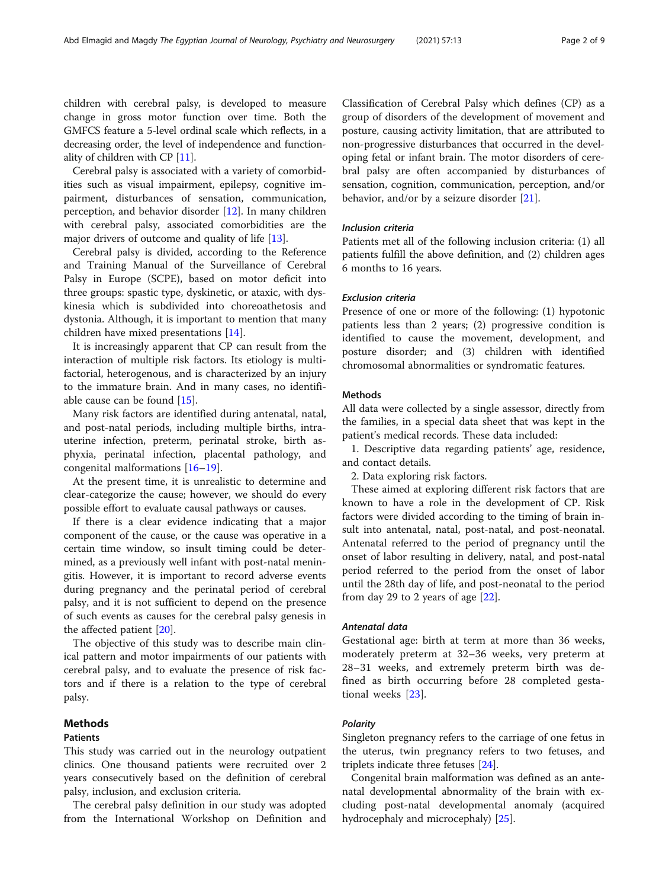children with cerebral palsy, is developed to measure change in gross motor function over time. Both the GMFCS feature a 5-level ordinal scale which reflects, in a decreasing order, the level of independence and functionality of children with CP [11].

Cerebral palsy is associated with a variety of comorbidities such as visual impairment, epilepsy, cognitive impairment, disturbances of sensation, communication, perception, and behavior disorder [12]. In many children with cerebral palsy, associated comorbidities are the major drivers of outcome and quality of life [13].

Cerebral palsy is divided, according to the Reference and Training Manual of the Surveillance of Cerebral Palsy in Europe (SCPE), based on motor deficit into three groups: spastic type, dyskinetic, or ataxic, with dyskinesia which is subdivided into choreoathetosis and dystonia. Although, it is important to mention that many children have mixed presentations [14].

It is increasingly apparent that CP can result from the interaction of multiple risk factors. Its etiology is multifactorial, heterogenous, and is characterized by an injury to the immature brain. And in many cases, no identifiable cause can be found [15].

Many risk factors are identified during antenatal, natal, and post-natal periods, including multiple births, intrauterine infection, preterm, perinatal stroke, birth asphyxia, perinatal infection, placental pathology, and congenital malformations [16–19].

At the present time, it is unrealistic to determine and clear-categorize the cause; however, we should do every possible effort to evaluate causal pathways or causes.

If there is a clear evidence indicating that a major component of the cause, or the cause was operative in a certain time window, so insult timing could be determined, as a previously well infant with post-natal meningitis. However, it is important to record adverse events during pregnancy and the perinatal period of cerebral palsy, and it is not sufficient to depend on the presence of such events as causes for the cerebral palsy genesis in the affected patient [20].

The objective of this study was to describe main clinical pattern and motor impairments of our patients with cerebral palsy, and to evaluate the presence of risk factors and if there is a relation to the type of cerebral palsy.

## Methods

### Patients

This study was carried out in the neurology outpatient clinics. One thousand patients were recruited over 2 years consecutively based on the definition of cerebral palsy, inclusion, and exclusion criteria.

The cerebral palsy definition in our study was adopted from the International Workshop on Definition and Classification of Cerebral Palsy which defines (CP) as a group of disorders of the development of movement and posture, causing activity limitation, that are attributed to non-progressive disturbances that occurred in the developing fetal or infant brain. The motor disorders of cerebral palsy are often accompanied by disturbances of sensation, cognition, communication, perception, and/or behavior, and/or by a seizure disorder [21].

#### *Inclusion criteria*

Patients met all of the following inclusion criteria: (1) all patients fulfill the above definition, and (2) children ages 6 months to 16 years.

#### *Exclusion criteria*

Presence of one or more of the following: (1) hypotonic patients less than 2 years; (2) progressive condition is identified to cause the movement, development, and posture disorder; and (3) children with identified chromosomal abnormalities or syndromatic features.

### Methods

All data were collected by a single assessor, directly from the families, in a special data sheet that was kept in the patient's medical records. These data included:

1. Descriptive data regarding patients' age, residence, and contact details.

2. Data exploring risk factors.

These aimed at exploring different risk factors that are known to have a role in the development of CP. Risk factors were divided according to the timing of brain insult into antenatal, natal, post-natal, and post-neonatal. Antenatal referred to the period of pregnancy until the onset of labor resulting in delivery, natal, and post-natal period referred to the period from the onset of labor until the 28th day of life, and post-neonatal to the period from day 29 to 2 years of age [22].

#### *Antenatal data*

Gestational age: birth at term at more than 36 weeks, moderately preterm at 32–36 weeks, very preterm at 28–31 weeks, and extremely preterm birth was defined as birth occurring before 28 completed gestational weeks [23].

#### *Polarity*

Singleton pregnancy refers to the carriage of one fetus in the uterus, twin pregnancy refers to two fetuses, and triplets indicate three fetuses [24].

Congenital brain malformation was defined as an antenatal developmental abnormality of the brain with excluding post-natal developmental anomaly (acquired hydrocephaly and microcephaly) [25].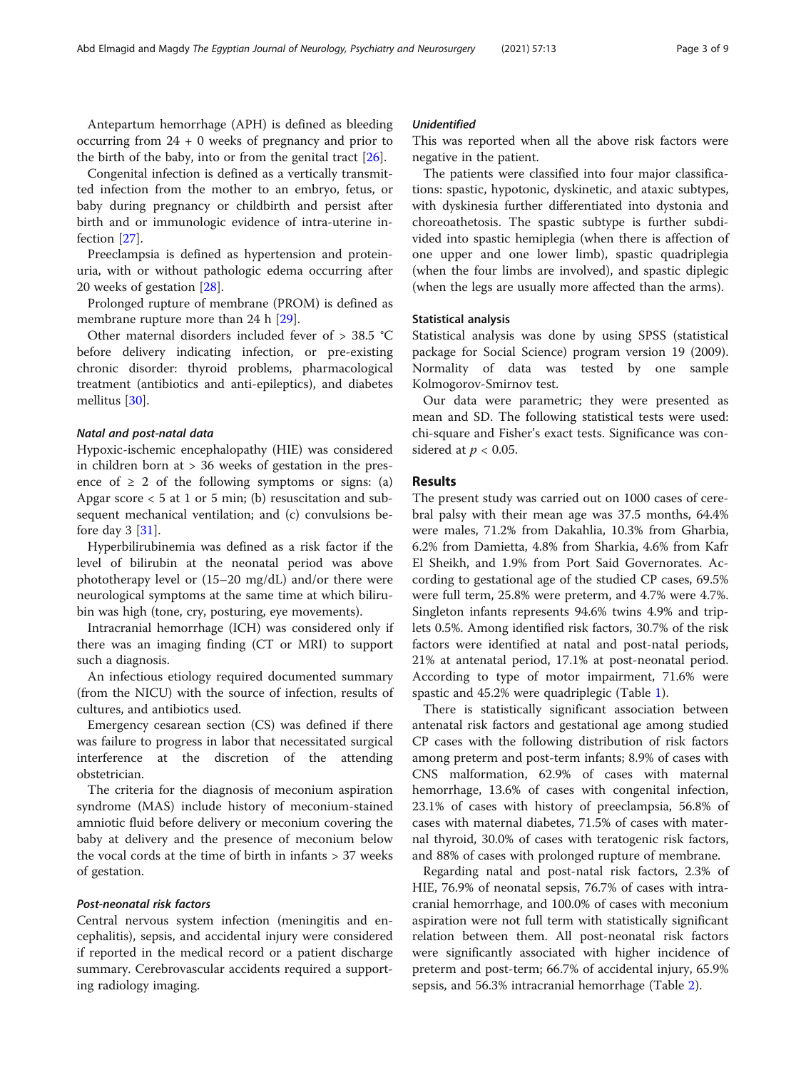Antepartum hemorrhage (APH) is defined as bleeding occurring from 24 + 0 weeks of pregnancy and prior to the birth of the baby, into or from the genital tract [26].

Congenital infection is defined as a vertically transmitted infection from the mother to an embryo, fetus, or baby during pregnancy or childbirth and persist after birth and or immunologic evidence of intra-uterine infection [27].

Preeclampsia is defined as hypertension and proteinuria, with or without pathologic edema occurring after 20 weeks of gestation [28].

Prolonged rupture of membrane (PROM) is defined as membrane rupture more than 24 h [29].

Other maternal disorders included fever of > 38.5 °C before delivery indicating infection, or pre-existing chronic disorder: thyroid problems, pharmacological treatment (antibiotics and anti-epileptics), and diabetes mellitus [30].

#### *Natal and post-natal data*

Hypoxic-ischemic encephalopathy (HIE) was considered in children born at > 36 weeks of gestation in the presence of ≥ 2 of the following symptoms or signs: (a) Apgar score < 5 at 1 or 5 min; (b) resuscitation and subsequent mechanical ventilation; and (c) convulsions before day 3 [31].

Hyperbilirubinemia was defined as a risk factor if the level of bilirubin at the neonatal period was above phototherapy level or (15–20 mg/dL) and/or there were neurological symptoms at the same time at which bilirubin was high (tone, cry, posturing, eye movements).

Intracranial hemorrhage (ICH) was considered only if there was an imaging finding (CT or MRI) to support such a diagnosis.

An infectious etiology required documented summary (from the NICU) with the source of infection, results of cultures, and antibiotics used.

Emergency cesarean section (CS) was defined if there was failure to progress in labor that necessitated surgical interference at the discretion of the attending obstetrician.

The criteria for the diagnosis of meconium aspiration syndrome (MAS) include history of meconium-stained amniotic fluid before delivery or meconium covering the baby at delivery and the presence of meconium below the vocal cords at the time of birth in infants > 37 weeks of gestation.

#### *Post-neonatal risk factors*

Central nervous system infection (meningitis and encephalitis), sepsis, and accidental injury were considered if reported in the medical record or a patient discharge summary. Cerebrovascular accidents required a supporting radiology imaging.

#### *Unidentified*

This was reported when all the above risk factors were negative in the patient.

The patients were classified into four major classifications: spastic, hypotonic, dyskinetic, and ataxic subtypes, with dyskinesia further differentiated into dystonia and choreoathetosis. The spastic subtype is further subdivided into spastic hemiplegia (when there is affection of one upper and one lower limb), spastic quadriplegia (when the four limbs are involved), and spastic diplegic (when the legs are usually more affected than the arms).

### Statistical analysis

Statistical analysis was done by using SPSS (statistical package for Social Science) program version 19 (2009). Normality of data was tested by one sample Kolmogorov-Smirnov test.

Our data were parametric; they were presented as mean and SD. The following statistical tests were used: chi-square and Fisher's exact tests. Significance was considered at $p < 0.05$.

## Results

The present study was carried out on 1000 cases of cerebral palsy with their mean age was 37.5 months, 64.4% were males, 71.2% from Dakahlia, 10.3% from Gharbia, 6.2% from Damietta, 4.8% from Sharkia, 4.6% from Kafr El Sheikh, and 1.9% from Port Said Governorates. According to gestational age of the studied CP cases, 69.5% were full term, 25.8% were preterm, and 4.7% were 4.7%. Singleton infants represents 94.6% twins 4.9% and triplets 0.5%. Among identified risk factors, 30.7% of the risk factors were identified at natal and post-natal periods, 21% at antenatal period, 17.1% at post-neonatal period. According to type of motor impairment, 71.6% were spastic and 45.2% were quadriplegic (Table 1).

There is statistically significant association between antenatal risk factors and gestational age among studied CP cases with the following distribution of risk factors among preterm and post-term infants; 8.9% of cases with CNS malformation, 62.9% of cases with maternal hemorrhage, 13.6% of cases with congenital infection, 23.1% of cases with history of preeclampsia, 56.8% of cases with maternal diabetes, 71.5% of cases with maternal thyroid, 30.0% of cases with teratogenic risk factors, and 88% of cases with prolonged rupture of membrane.

Regarding natal and post-natal risk factors, 2.3% of HIE, 76.9% of neonatal sepsis, 76.7% of cases with intracranial hemorrhage, and 100.0% of cases with meconium aspiration were not full term with statistically significant relation between them. All post-neonatal risk factors were significantly associated with higher incidence of preterm and post-term; 66.7% of accidental injury, 65.9% sepsis, and 56.3% intracranial hemorrhage (Table 2).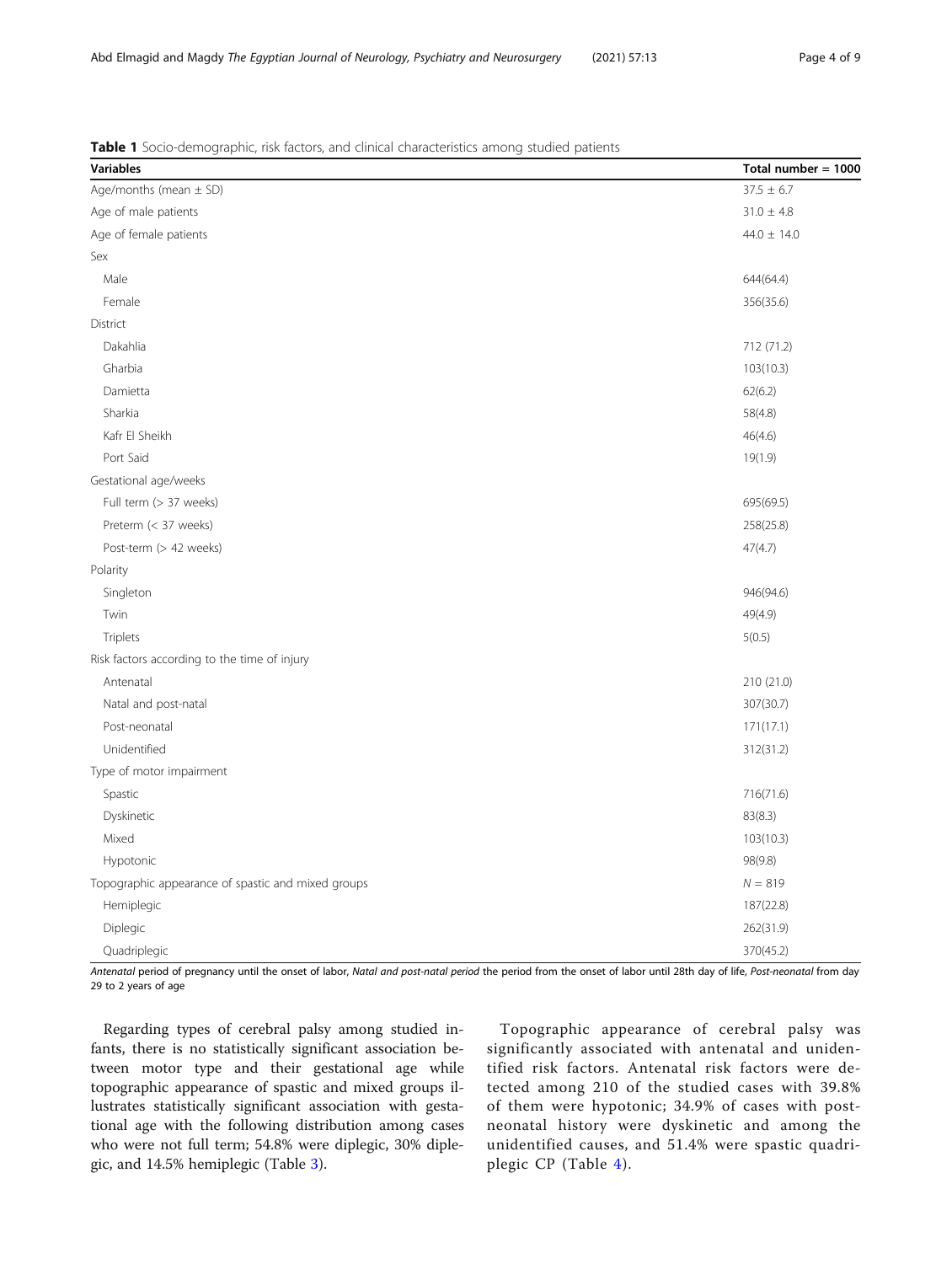**Table 1** Socio-demographic, risk factors, and clinical characteristics among studied patients

| Variables | Total number = 1000 |
|---|---|
| Age/months (mean ± SD) | 37.5 ± 6.7 |
| Age of male patients | 31.0 ± 4.8 |
| Age of female patients | 44.0 ± 14.0 |
| Sex | |
| Male | 644(64.4) |
| Female | 356(35.6) |
| District | |
| Dakahlia | 712 (71.2) |
| Gharbia | 103(10.3) |
| Damietta | 62(6.2) |
| Sharkia | 58(4.8) |
| Kafr El Sheikh | 46(4.6) |
| Port Said | 19(1.9) |
| Gestational age/weeks | |
| Full term (> 37 weeks) | 695(69.5) |
| Preterm (< 37 weeks) | 258(25.8) |
| Post-term (> 42 weeks) | 47(4.7) |
| Polarity | |
| Singleton | 946(94.6) |
| Twin | 49(4.9) |
| Triplets | 5(0.5) |
| Risk factors according to the time of injury | |
| Antenatal | 210 (21.0) |
| Natal and post-natal | 307(30.7) |
| Post-neonatal | 171(17.1) |
| Unidentified | 312(31.2) |
| Type of motor impairment | |
| Spastic | 716(71.6) |
| Dyskinetic | 83(8.3) |
| Mixed | 103(10.3) |
| Hypotonic | 98(9.8) |
| Topographic appearance of spastic and mixed groups | N = 819 |
| Hemiplegic | 187(22.8) |
| Diplegic | 262(31.9) |
| Quadriplegic | 370(45.2) |

*Antenatal* period of pregnancy until the onset of labor, *Natal and post-natal period* the period from the onset of labor until 28th day of life, *Post-neonatal* from day 29 to 2 years of age

Regarding types of cerebral palsy among studied infants, there is no statistically significant association between motor type and their gestational age while topographic appearance of spastic and mixed groups illustrates statistically significant association with gestational age with the following distribution among cases who were not full term; 54.8% were diplegic, 30% diplegic, and 14.5% hemiplegic (Table 3).

Topographic appearance of cerebral palsy was significantly associated with antenatal and unidentified risk factors. Antenatal risk factors were detected among 210 of the studied cases with 39.8% of them were hypotonic; 34.9% of cases with post-neonatal history were dyskinetic and among the unidentified causes, and 51.4% were spastic quadriplegic CP (Table 4).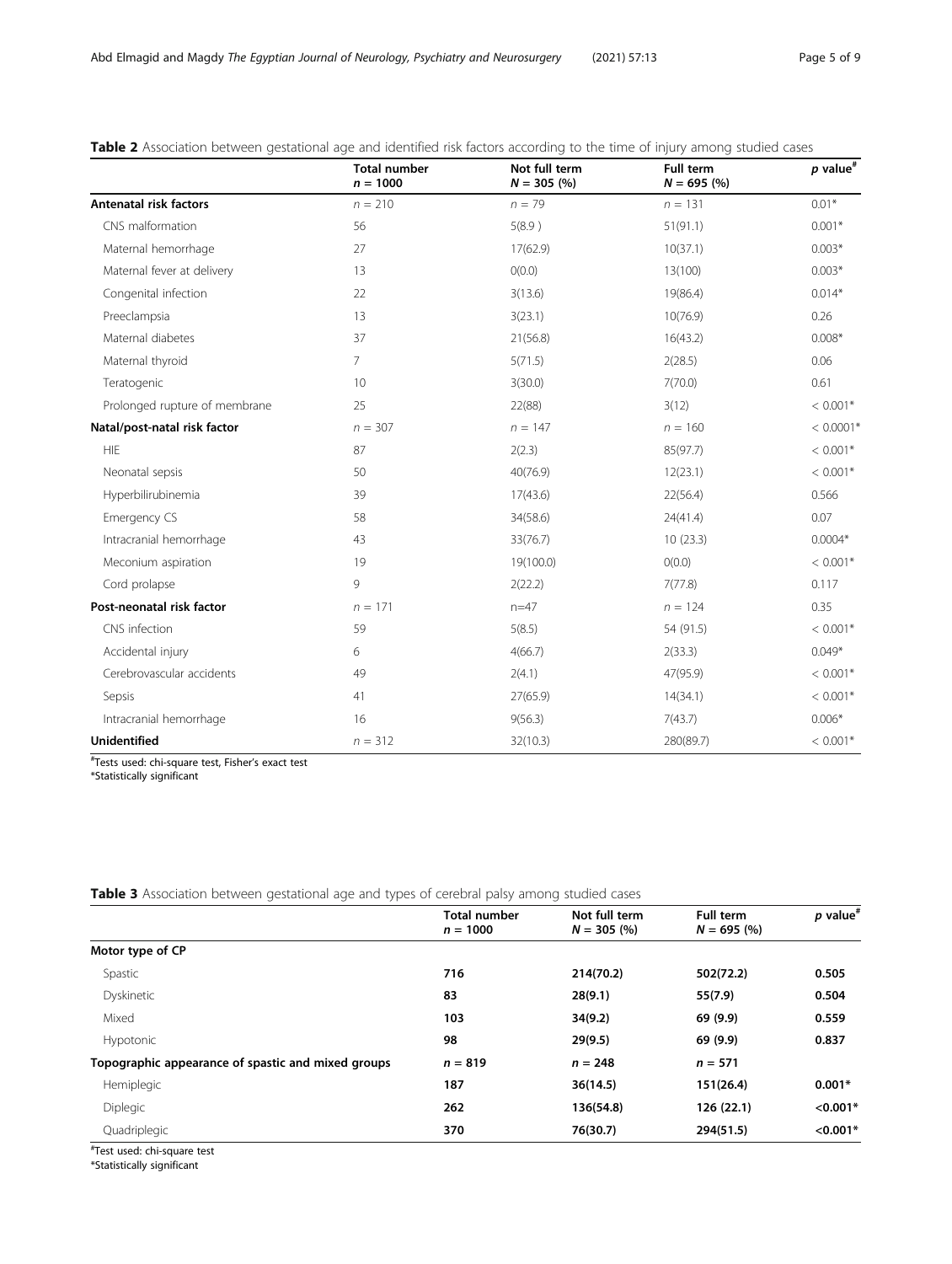**Table 2** Association between gestational age and identified risk factors according to the time of injury among studied cases

| | Total number $n = 1000$ | Not full term $N = 305$ (%) | Full term $N = 695$ (%) | p value[#] |
|---|---|---|---|---|
| **Antenatal risk factors** | $n = 210$ | $n = 79$ | $n = 131$ | 0.01* |
| CNS malformation | 56 | 5(8.9 ) | 51(91.1) | 0.001* |
| Maternal hemorrhage | 27 | 17(62.9) | 10(37.1) | 0.003* |
| Maternal fever at delivery | 13 | 0(0.0) | 13(100) | 0.003* |
| Congenital infection | 22 | 3(13.6) | 19(86.4) | 0.014* |
| Preeclampsia | 13 | 3(23.1) | 10(76.9) | 0.26 |
| Maternal diabetes | 37 | 21(56.8) | 16(43.2) | 0.008* |
| Maternal thyroid | 7 | 5(71.5) | 2(28.5) | 0.06 |
| Teratogenic | 10 | 3(30.0) | 7(70.0) | 0.61 |
| Prolonged rupture of membrane | 25 | 22(88) | 3(12) | < 0.001* |
| **Natal/post-natal risk factor** | $n = 307$ | $n = 147$ | $n = 160$ | < 0.0001* |
| HIE | 87 | 2(2.3) | 85(97.7) | < 0.001* |
| Neonatal sepsis | 50 | 40(76.9) | 12(23.1) | < 0.001* |
| Hyperbilirubinemia | 39 | 17(43.6) | 22(56.4) | 0.566 |
| Emergency CS | 58 | 34(58.6) | 24(41.4) | 0.07 |
| Intracranial hemorrhage | 43 | 33(76.7) | 10 (23.3) | 0.0004* |
| Meconium aspiration | 19 | 19(100.0) | 0(0.0) | < 0.001* |
| Cord prolapse | 9 | 2(22.2) | 7(77.8) | 0.117 |
| **Post-neonatal risk factor** | $n = 171$ | n=47 | $n = 124$ | 0.35 |
| CNS infection | 59 | 5(8.5) | 54 (91.5) | < 0.001* |
| Accidental injury | 6 | 4(66.7) | 2(33.3) | 0.049* |
| Cerebrovascular accidents | 49 | 2(4.1) | 47(95.9) | < 0.001* |
| Sepsis | 41 | 27(65.9) | 14(34.1) | < 0.001* |
| Intracranial hemorrhage | 16 | 9(56.3) | 7(43.7) | 0.006* |
| **Unidentified** | $n = 312$ | 32(10.3) | 280(89.7) | < 0.001* |

[#]Tests used: chi-square test, Fisher's exact test
*Statistically significant

**Table 3** Association between gestational age and types of cerebral palsy among studied cases

| | Total number $n = 1000$ | Not full term $N = 305$ (%) | Full term $N = 695$ (%) | p value[#] |
|---|---|---|---|---|
| **Motor type of CP** | | | | |
| Spastic | **716** | **214(70.2)** | **502(72.2)** | **0.505** |
| Dyskinetic | **83** | **28(9.1)** | **55(7.9)** | **0.504** |
| Mixed | **103** | **34(9.2)** | **69 (9.9)** | **0.559** |
| Hypotonic | **98** | **29(9.5)** | **69 (9.9)** | **0.837** |
| **Topographic appearance of spastic and mixed groups** | $n = 819$ | $n = 248$ | $n = 571$ | |
| Hemiplegic | **187** | **36(14.5)** | **151(26.4)** | **0.001*** |
| Diplegic | **262** | **136(54.8)** | **126 (22.1)** | **<0.001*** |
| Quadriplegic | **370** | **76(30.7)** | **294(51.5)** | **<0.001*** |

[#]Test used: chi-square test
*Statistically significant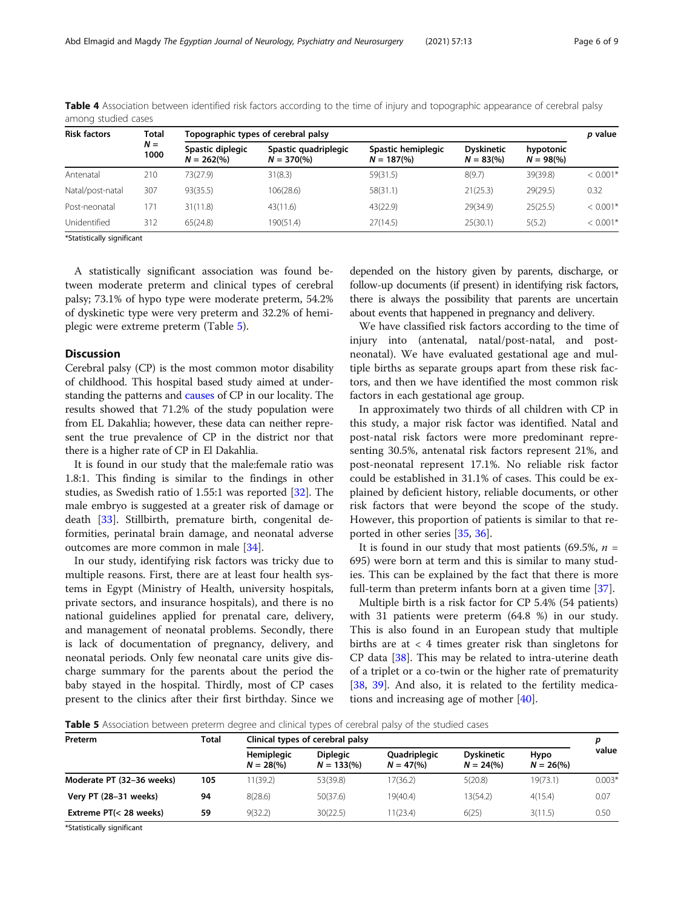**Table 4** Association between identified risk factors according to the time of injury and topographic appearance of cerebral palsy among studied cases

| Risk factors | Total $N = 1000$ | Topographic types of cerebral palsy | | | | | p value |
|---|---|---|---|---|---|---|---|
| | | Spastic diplegic $N = 262$(%) | Spastic quadriplegic $N = 370$(%) | Spastic hemiplegic $N = 187$(%) | Dyskinetic $N = 83$(%) | hypotonic $N = 98$(%) | |
| Antenatal | 210 | 73(27.9) | 31(8.3) | 59(31.5) | 8(9.7) | 39(39.8) | < 0.001* |
| Natal/post-natal | 307 | 93(35.5) | 106(28.6) | 58(31.1) | 21(25.3) | 29(29.5) | 0.32 |
| Post-neonatal | 171 | 31(11.8) | 43(11.6) | 43(22.9) | 29(34.9) | 25(25.5) | < 0.001* |
| Unidentified | 312 | 65(24.8) | 190(51.4) | 27(14.5) | 25(30.1) | 5(5.2) | < 0.001* |

*Statistically significant

A statistically significant association was found between moderate preterm and clinical types of cerebral palsy; 73.1% of hypo type were moderate preterm, 54.2% of dyskinetic type were very preterm and 32.2% of hemiplegic were extreme preterm (Table 5).

## Discussion

Cerebral palsy (CP) is the most common motor disability of childhood. This hospital based study aimed at understanding the patterns and causes of CP in our locality. The results showed that 71.2% of the study population were from EL Dakahlia; however, these data can neither represent the true prevalence of CP in the district nor that there is a higher rate of CP in El Dakahlia.

It is found in our study that the male:female ratio was 1.8:1. This finding is similar to the findings in other studies, as Swedish ratio of 1.55:1 was reported [32]. The male embryo is suggested at a greater risk of damage or death [33]. Stillbirth, premature birth, congenital deformities, perinatal brain damage, and neonatal adverse outcomes are more common in male [34].

In our study, identifying risk factors was tricky due to multiple reasons. First, there are at least four health systems in Egypt (Ministry of Health, university hospitals, private sectors, and insurance hospitals), and there is no national guidelines applied for prenatal care, delivery, and management of neonatal problems. Secondly, there is lack of documentation of pregnancy, delivery, and neonatal periods. Only few neonatal care units give discharge summary for the parents about the period the baby stayed in the hospital. Thirdly, most of CP cases present to the clinics after their first birthday. Since we depended on the history given by parents, discharge, or follow-up documents (if present) in identifying risk factors, there is always the possibility that parents are uncertain about events that happened in pregnancy and delivery.

We have classified risk factors according to the time of injury into (antenatal, natal/post-natal, and post-neonatal). We have evaluated gestational age and multiple births as separate groups apart from these risk factors, and then we have identified the most common risk factors in each gestational age group.

In approximately two thirds of all children with CP in this study, a major risk factor was identified. Natal and post-natal risk factors were more predominant representing 30.5%, antenatal risk factors represent 21%, and post-neonatal represent 17.1%. No reliable risk factor could be established in 31.1% of cases. This could be explained by deficient history, reliable documents, or other risk factors that were beyond the scope of the study. However, this proportion of patients is similar to that reported in other series [35, 36].

It is found in our study that most patients (69.5%, $n = 695$) were born at term and this is similar to many studies. This can be explained by the fact that there is more full-term than preterm infants born at a given time [37].

Multiple birth is a risk factor for CP 5.4% (54 patients) with 31 patients were preterm (64.8 %) in our study. This is also found in an European study that multiple births are at < 4 times greater risk than singletons for CP data [38]. This may be related to intra-uterine death of a triplet or a co-twin or the higher rate of prematurity [38, 39]. And also, it is related to the fertility medications and increasing age of mother [40].

**Table 5** Association between preterm degree and clinical types of cerebral palsy of the studied cases

| Preterm | Total | Clinical types of cerebral palsy | | | | | p value |
|---|---|---|---|---|---|---|---|
| | | Hemiplegic $N = 28$(%) | Diplegic $N = 133$(%) | Quadriplegic $N = 47$(%) | Dyskinetic $N = 24$(%) | Hypo $N = 26$(%) | |
| **Moderate PT (32–36 weeks)** | **105** | 11(39.2) | 53(39.8) | 17(36.2) | 5(20.8) | 19(73.1) | 0.003* |
| **Very PT (28–31 weeks)** | **94** | 8(28.6) | 50(37.6) | 19(40.4) | 13(54.2) | 4(15.4) | 0.07 |
| **Extreme PT(< 28 weeks)** | **59** | 9(32.2) | 30(22.5) | 11(23.4) | 6(25) | 3(11.5) | 0.50 |

*Statistically significant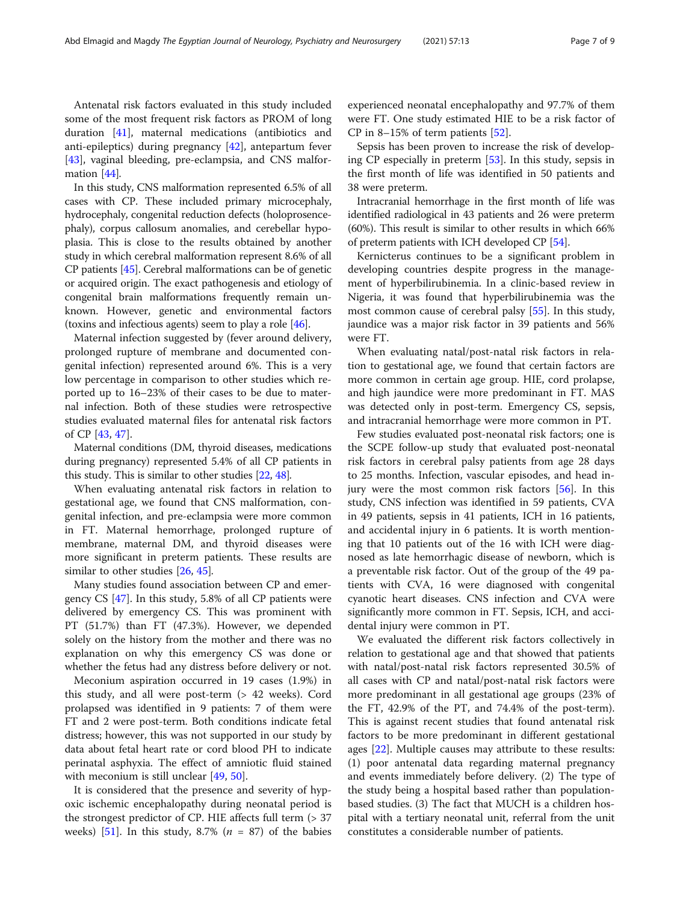Antenatal risk factors evaluated in this study included some of the most frequent risk factors as PROM of long duration [41], maternal medications (antibiotics and anti-epileptics) during pregnancy [42], antepartum fever [43], vaginal bleeding, pre-eclampsia, and CNS malformation [44].

In this study, CNS malformation represented 6.5% of all cases with CP. These included primary microcephaly, hydrocephaly, congenital reduction defects (holoprosencephaly), corpus callosum anomalies, and cerebellar hypoplasia. This is close to the results obtained by another study in which cerebral malformation represent 8.6% of all CP patients [45]. Cerebral malformations can be of genetic or acquired origin. The exact pathogenesis and etiology of congenital brain malformations frequently remain unknown. However, genetic and environmental factors (toxins and infectious agents) seem to play a role [46].

Maternal infection suggested by (fever around delivery, prolonged rupture of membrane and documented congenital infection) represented around 6%. This is a very low percentage in comparison to other studies which reported up to 16–23% of their cases to be due to maternal infection. Both of these studies were retrospective studies evaluated maternal files for antenatal risk factors of CP [43, 47].

Maternal conditions (DM, thyroid diseases, medications during pregnancy) represented 5.4% of all CP patients in this study. This is similar to other studies [22, 48].

When evaluating antenatal risk factors in relation to gestational age, we found that CNS malformation, congenital infection, and pre-eclampsia were more common in FT. Maternal hemorrhage, prolonged rupture of membrane, maternal DM, and thyroid diseases were more significant in preterm patients. These results are similar to other studies [26, 45].

Many studies found association between CP and emergency CS [47]. In this study, 5.8% of all CP patients were delivered by emergency CS. This was prominent with PT (51.7%) than FT (47.3%). However, we depended solely on the history from the mother and there was no explanation on why this emergency CS was done or whether the fetus had any distress before delivery or not.

Meconium aspiration occurred in 19 cases (1.9%) in this study, and all were post-term (> 42 weeks). Cord prolapsed was identified in 9 patients: 7 of them were FT and 2 were post-term. Both conditions indicate fetal distress; however, this was not supported in our study by data about fetal heart rate or cord blood PH to indicate perinatal asphyxia. The effect of amniotic fluid stained with meconium is still unclear [49, 50].

It is considered that the presence and severity of hypoxic ischemic encephalopathy during neonatal period is the strongest predictor of CP. HIE affects full term (> 37 weeks) [51]. In this study, 8.7% ($n$ = 87) of the babies experienced neonatal encephalopathy and 97.7% of them were FT. One study estimated HIE to be a risk factor of CP in 8–15% of term patients [52].

Sepsis has been proven to increase the risk of developing CP especially in preterm [53]. In this study, sepsis in the first month of life was identified in 50 patients and 38 were preterm.

Intracranial hemorrhage in the first month of life was identified radiological in 43 patients and 26 were preterm (60%). This result is similar to other results in which 66% of preterm patients with ICH developed CP [54].

Kernicterus continues to be a significant problem in developing countries despite progress in the management of hyperbilirubinemia. In a clinic-based review in Nigeria, it was found that hyperbilirubinemia was the most common cause of cerebral palsy [55]. In this study, jaundice was a major risk factor in 39 patients and 56% were FT.

When evaluating natal/post-natal risk factors in relation to gestational age, we found that certain factors are more common in certain age group. HIE, cord prolapse, and high jaundice were more predominant in FT. MAS was detected only in post-term. Emergency CS, sepsis, and intracranial hemorrhage were more common in PT.

Few studies evaluated post-neonatal risk factors; one is the SCPE follow-up study that evaluated post-neonatal risk factors in cerebral palsy patients from age 28 days to 25 months. Infection, vascular episodes, and head injury were the most common risk factors [56]. In this study, CNS infection was identified in 59 patients, CVA in 49 patients, sepsis in 41 patients, ICH in 16 patients, and accidental injury in 6 patients. It is worth mentioning that 10 patients out of the 16 with ICH were diagnosed as late hemorrhagic disease of newborn, which is a preventable risk factor. Out of the group of the 49 patients with CVA, 16 were diagnosed with congenital cyanotic heart diseases. CNS infection and CVA were significantly more common in FT. Sepsis, ICH, and accidental injury were common in PT.

We evaluated the different risk factors collectively in relation to gestational age and that showed that patients with natal/post-natal risk factors represented 30.5% of all cases with CP and natal/post-natal risk factors were more predominant in all gestational age groups (23% of the FT, 42.9% of the PT, and 74.4% of the post-term). This is against recent studies that found antenatal risk factors to be more predominant in different gestational ages [22]. Multiple causes may attribute to these results: (1) poor antenatal data regarding maternal pregnancy and events immediately before delivery. (2) The type of the study being a hospital based rather than population-based studies. (3) The fact that MUCH is a children hospital with a tertiary neonatal unit, referral from the unit constitutes a considerable number of patients.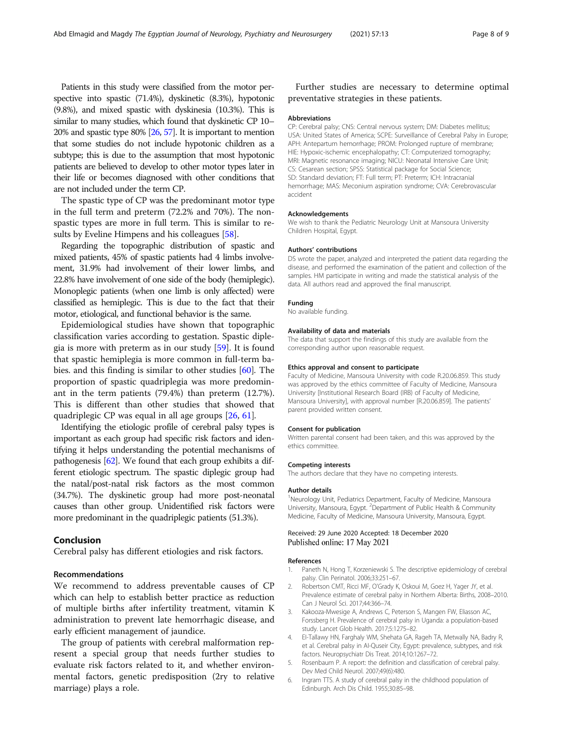Patients in this study were classified from the motor perspective into spastic (71.4%), dyskinetic (8.3%), hypotonic (9.8%), and mixed spastic with dyskinesia (10.3%). This is similar to many studies, which found that dyskinetic CP 10–20% and spastic type 80% [26, 57]. It is important to mention that some studies do not include hypotonic children as a subtype; this is due to the assumption that most hypotonic patients are believed to develop to other motor types later in their life or becomes diagnosed with other conditions that are not included under the term CP.

The spastic type of CP was the predominant motor type in the full term and preterm (72.2% and 70%). The non-spastic types are more in full term. This is similar to results by Eveline Himpens and his colleagues [58].

Regarding the topographic distribution of spastic and mixed patients, 45% of spastic patients had 4 limbs involvement, 31.9% had involvement of their lower limbs, and 22.8% have involvement of one side of the body (hemiplegic). Monoplegic patients (when one limb is only affected) were classified as hemiplegic. This is due to the fact that their motor, etiological, and functional behavior is the same.

Epidemiological studies have shown that topographic classification varies according to gestation. Spastic diplegia is more with preterm as in our study [59]. It is found that spastic hemiplegia is more common in full-term babies. and this finding is similar to other studies [60]. The proportion of spastic quadriplegia was more predominant in the term patients (79.4%) than preterm (12.7%). This is different than other studies that showed that quadriplegic CP was equal in all age groups [26, 61].

Identifying the etiologic profile of cerebral palsy types is important as each group had specific risk factors and identifying it helps understanding the potential mechanisms of pathogenesis [62]. We found that each group exhibits a different etiologic spectrum. The spastic diplegic group had the natal/post-natal risk factors as the most common (34.7%). The dyskinetic group had more post-neonatal causes than other group. Unidentified risk factors were more predominant in the quadriplegic patients (51.3%).

## Conclusion

Cerebral palsy has different etiologies and risk factors.

### Recommendations

We recommend to address preventable causes of CP which can help to establish better practice as reduction of multiple births after infertility treatment, vitamin K administration to prevent late hemorrhagic disease, and early efficient management of jaundice.

The group of patients with cerebral malformation represent a special group that needs further studies to evaluate risk factors related to it, and whether environmental factors, genetic predisposition (2ry to relative marriage) plays a role.

Further studies are necessary to determine optimal preventative strategies in these patients.

#### Abbreviations

CP: Cerebral palsy; CNS: Central nervous system; DM: Diabetes mellitus; USA: United States of America; SCPE: Surveillance of Cerebral Palsy in Europe; APH: Antepartum hemorrhage; PROM: Prolonged rupture of membrane; HIE: Hypoxic-ischemic encephalopathy; CT: Computerized tomography; MRI: Magnetic resonance imaging; NICU: Neonatal Intensive Care Unit; CS: Cesarean section; SPSS: Statistical package for Social Science; SD: Standard deviation; FT: Full term; PT: Preterm; ICH: Intracranial hemorrhage; MAS: Meconium aspiration syndrome; CVA: Cerebrovascular accident

#### Acknowledgements

We wish to thank the Pediatric Neurology Unit at Mansoura University Children Hospital, Egypt.

#### Authors' contributions

DS wrote the paper, analyzed and interpreted the patient data regarding the disease, and performed the examination of the patient and collection of the samples. HM participate in writing and made the statistical analysis of the data. All authors read and approved the final manuscript.

#### Funding

No available funding.

#### Availability of data and materials

The data that support the findings of this study are available from the corresponding author upon reasonable request.

#### Ethics approval and consent to participate

Faculty of Medicine, Mansoura University with code R.20.06.859. This study was approved by the ethics committee of Faculty of Medicine, Mansoura University [Institutional Research Board (IRB) of Faculty of Medicine, Mansoura University], with approval number [R.20.06.859]. The patients' parent provided written consent.

#### Consent for publication

Written parental consent had been taken, and this was approved by the ethics committee.

#### Competing interests

The authors declare that they have no competing interests.

#### Author details

[1]Neurology Unit, Pediatrics Department, Faculty of Medicine, Mansoura University, Mansoura, Egypt. [2]Department of Public Health & Community Medicine, Faculty of Medicine, Mansoura University, Mansoura, Egypt.

Received: 29 June 2020 Accepted: 18 December 2020
Published online: 17 May 2021

#### References

1. Paneth N, Hong T, Korzeniewski S. The descriptive epidemiology of cerebral palsy. Clin Perinatol. 2006;33:251–67.
2. Robertson CMT, Ricci MF, O'Grady K, Oskoui M, Goez H, Yager JY, et al. Prevalence estimate of cerebral palsy in Northern Alberta: Births, 2008–2010. Can J Neurol Sci. 2017;44:366–74.
3. Kakooza-Mwesige A, Andrews C, Peterson S, Mangen FW, Eliasson AC, Forssberg H. Prevalence of cerebral palsy in Uganda: a population-based study. Lancet Glob Health. 2017;5:1275–82.
4. El-Tallawy HN, Farghaly WM, Shehata GA, Rageh TA, Metwally NA, Badry R, et al. Cerebral palsy in Al-Quseir City, Egypt: prevalence, subtypes, and risk factors. Neuropsychiatr Dis Treat. 2014;10:1267–72.
5. Rosenbaum P. A report: the definition and classification of cerebral palsy. Dev Med Child Neurol. 2007;49(6):480.
6. Ingram TTS. A study of cerebral palsy in the childhood population of Edinburgh. Arch Dis Child. 1955;30:85–98.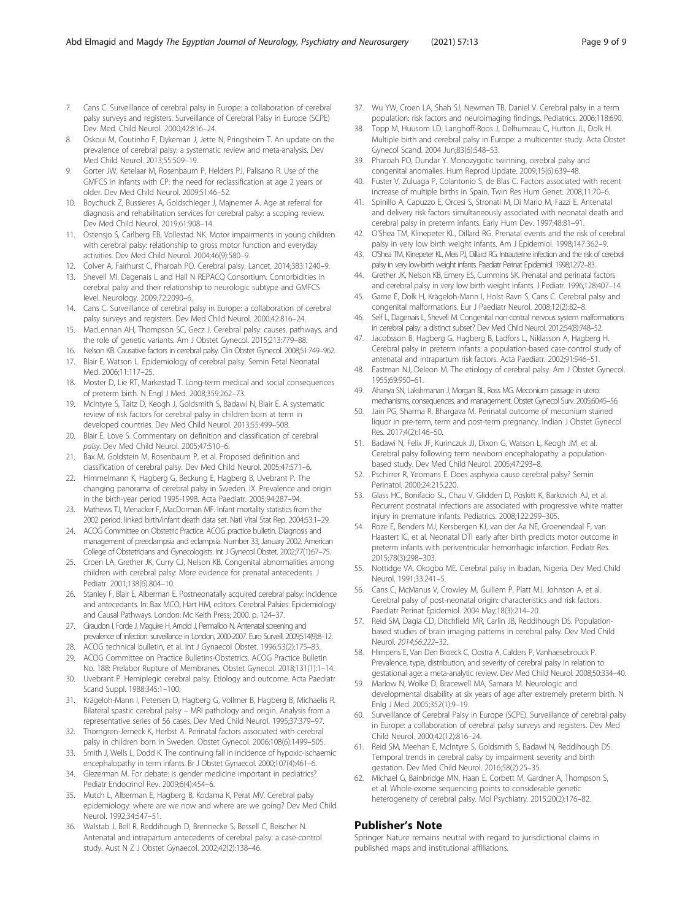7. Cans C. Surveillance of cerebral palsy in Europe: a collaboration of cerebral palsy surveys and registers. Surveillance of Cerebral Palsy in Europe (SCPE) Dev. Med. Child Neurol. 2000;42:816–24.
8. Oskoui M, Coutinho F, Dykeman J, Jette N, Pringsheim T. An update on the prevalence of cerebral palsy: a systematic review and meta-analysis. Dev Med Child Neurol. 2013;55:509–19.
9. Gorter JW, Ketelaar M, Rosenbaum P, Helders PJ, Palisano R. Use of the GMFCS in infants with CP: the need for reclassification at age 2 years or older. Dev Med Child Neurol. 2009;51:46–52.
10. Boychuck Z, Bussieres A, Goldschleger J, Majnemer A. Age at referral for diagnosis and rehabilitation services for cerebral palsy: a scoping review. Dev Med Child Neurol. 2019;61:908–14.
11. Ostensjo S, Carlberg EB, Vollestad NK. Motor impairments in young children with cerebral palsy: relationship to gross motor function and everyday activities. Dev Med Child Neurol. 2004;46(9):580–9.
12. Colver A, Fairhurst C, Pharoah PO. Cerebral palsy. Lancet. 2014;383:1240–9.
13. Shevell MI. Dagenais L and Hall N REPACQ Consortium. Comorbidities in cerebral palsy and their relationship to neurologic subtype and GMFCS level. Neurology. 2009;72:2090–6.
14. Cans C. Surveillance of cerebral palsy in Europe: a collaboration of cerebral palsy surveys and registers. Dev Med Child Neurol. 2000;42:816–24.
15. MacLennan AH, Thompson SC, Gecz J. Cerebral palsy: causes, pathways, and the role of genetic variants. Am J Obstet Gynecol. 2015;213:779–88.
16. Nelson KB. Causative factors in cerebral palsy. Clin Obstet Gynecol. 2008;51:749–962.
17. Blair E, Watson L. Epidemiology of cerebral palsy. Semin Fetal Neonatal Med. 2006;11:117–25.
18. Moster D, Lie RT, Markestad T. Long-term medical and social consequences of preterm birth. N Engl J Med. 2008;359:262–73.
19. McIntyre S, Taitz D, Keogh J, Goldsmith S, Badawi N, Blair E. A systematic review of risk factors for cerebral palsy in children born at term in developed countries. Dev Med Child Neurol. 2013;55:499–508.
20. Blair E, Love S. Commentary on definition and classification of cerebral *palsy*. Dev Med Child Neurol. 2005;47:510–6.
21. Bax M, Goldstein M, Rosenbaum P, et al. Proposed definition and classification of cerebral palsy. Dev Med Child Neurol. 2005;47:571–6.
22. Himmelmann K, Hagberg G, Beckung E, Hagberg B, Uvebrant P. The changing panorama of cerebral palsy in Sweden. IX. Prevalence and origin in the birth-year period 1995-1998. Acta Paediatr. 2005;94:287–94.
23. Mathews TJ, Menacker F, MacDorman MF. Infant mortality statistics from the 2002 period: linked birth/infant death data set. Natl Vital Stat Rep. 2004;53:1–29.
24. ACOG Committee on Obstetric Practice. ACOG practice bulletin. Diagnosis and management of preeclampsia and eclampsia. Number 33, January 2002. American College of Obstetricians and Gynecologists. Int J Gynecol Obstet. 2002;77(1):67–75.
25. Croen LA, Grether JK, Curry CJ, Nelson KB. Congenital abnormalities among children with cerebral palsy: More evidence for prenatal antecedents. J Pediatr. 2001;138(6):804–10.
26. Stanley F, Blair E, Alberman E. Postneonatally acquired cerebral palsy: incidence and antecedents. In: Bax MCO, Hart HM, editors. Cerebral Palsies: Epidemiology and Causal Pathways. London: Mc Keith Press; 2000. p. 124–37.
27. Giraudon I, Forde J, Maguire H, Arnold J, Permalloo N. Antenatal screening and prevalence of infection: surveillance in London, 2000-2007. Euro Surveill. 2009;514(9):8–12.
28. ACOG technical bulletin, et al. Int J Gynaecol Obstet. 1996;53(2):175–83.
29. ACOG Committee on Practice Bulletins-Obstetrics. ACOG Practice Bulletin No. 188: Prelabor Rupture of Membranes. Obstet Gynecol. 2018;131(1):1–14.
30. Uvebrant P. Hemiplegic cerebral palsy. Etiology and outcome. Acta Paediatr Scand Suppl. 1988;345:1–100.
31. Krägeloh-Mann I, Petersen D, Hagberg G, Vollmer B, Hagberg B, Michaelis R. Bilateral spastic cerebral palsy – MRI pathology and origin. Analysis from a representative series of 56 cases. Dev Med Child Neurol. 1995;37:379–97.
32. Thorngren-Jerneck K, Herbst A. Perinatal factors associated with cerebral palsy in children born in Sweden. Obstet Gynecol. 2006;108(6):1499–505.
33. Smith J, Wells L, Dodd K. The continuing fall in incidence of hypoxic-ischaemic encephalopathy in term infants. Br J Obstet Gynaecol. 2000;107(4):461–6.
34. Glezerman M. For debate: is gender medicine important in pediatrics? Pediatr Endocrinol Rev. 2009;6(4):454–6.
35. Mutch L, Alberman E, Hagberg B, Kodama K, Perat MV. Cerebral palsy epidemiology: where are we now and where are we going? Dev Med Child Neurol. 1992;34:547–51.
36. Walstab J, Bell R, Reddihough D, Brennecke S, Bessell C, Beischer N. Antenatal and intrapartum antecedents of cerebral palsy: a case-control study. Aust N Z J Obstet Gynaecol. 2002;42(2):138–46.
37. Wu YW, Croen LA, Shah SJ, Newman TB, Daniel V. Cerebral palsy in a term population: risk factors and neuroimaging findings. Pediatrics. 2006;118:690.
38. Topp M, Huusom LD, Langhoff-Roos J, Delhumeau C, Hutton JL, Dolk H. Multiple birth and cerebral palsy in Europe: a multicenter study. Acta Obstet Gynecol Scand. 2004 Jun;83(6):548–53.
39. Pharoah PO, Dundar Y. Monozygotic twinning, cerebral palsy and congenital anomalies. Hum Reprod Update. 2009;15(6):639–48.
40. Fuster V, Zuluaga P, Colantonio S, de Blas C. Factors associated with recent increase of multiple births in Spain. Twin Res Hum Genet. 2008;11:70–6.
41. Spinillo A, Capuzzo E, Orcesi S, Stronati M, Di Mario M, Fazzi E. Antenatal and delivery risk factors simultaneously associated with neonatal death and cerebral palsy in preterm infants. Early Hum Dev. 1997;48:81–91.
42. O'Shea TM, Klinepeter KL, Dillard RG. Prenatal events and the risk of cerebral palsy in very low birth weight infants. Am J Epidemiol. 1998;147:362–9.
43. O'Shea TM, Klinepeter KL, Meis PJ, Dillard RG. Intrauterine infection and the risk of cerebral palsy in very low-birth weight infants. Paediatr Perinat Epidemiol. 1998;12:72–83.
44. Grether JK, Nelson KB, Emery ES, Cummins SK. Prenatal and perinatal factors and cerebral palsy in very low birth weight infants. J Pediatr. 1996;128:407–14.
45. Garne E, Dolk H, Krägeloh-Mann I, Holst Ravn S, Cans C. Cerebral palsy and congenital malformations. Eur J Paediatr Neurol. 2008;12(2):82–8.
46. Self L, Dagenais L, Shevell M. Congenital non-central nervous system malformations in cerebral palsy: a distinct subset? Dev Med Child Neurol. 2012;54(8):748–52.
47. Jacobsson B, Hagberg G, Hagberg B, Ladfors L, Niklasson A, Hagberg H. Cerebral palsy in preterm infants: a population-based case-control study of antenatal and intrapartum risk factors. Acta Paediatr. 2002;91:946–51.
48. Eastman NJ, Deleon M. The etiology of cerebral palsy. Am J Obstet Gynecol. 1955;69:950–61.
49. Ahanya SN, Lakshmanan J, Morgan BL, Ross MG. Meconium passage in utero: mechanisms, consequences, and management. Obstet Gynecol Surv. 2005;60:45–56.
50. Jain PG, Sharma R, Bhargava M. Perinatal outcome of meconium stained liquor in pre-term, term and post-term pregnancy. Indian J Obstet Gynecol Res. 2017;4(2):146–50.
51. Badawi N, Felix JF, Kurinczuk JJ, Dixon G, Watson L, Keogh JM, et al. Cerebral palsy following term newborn encephalopathy: a population-based study. Dev Med Child Neurol. 2005;47:293–8.
52. Pschirrer R, Yeomans E. Does asphyxia cause cerebral palsy? Semin Perinatol. 2000;24:215.220.
53. Glass HC, Bonifacio SL, Chau V, Glidden D, Poskitt K, Barkovich AJ, et al. Recurrent postnatal infections are associated with progressive white matter injury in premature infants. Pediatrics. 2008;122:299–305.
54. Roze E, Benders MJ, Kersbergen KJ, van der Aa NE, Groenendaal F, van Haastert IC, et al. Neonatal DTI early after birth predicts motor outcome in preterm infants with periventricular hemorrhagic infarction. Pediatr Res. 2015;78(3):298–303.
55. Nottidge VA, Okogbo ME. Cerebral palsy in Ibadan, Nigeria. Dev Med Child Neurol. 1991;33:241–5.
56. Cans C, McManus V, Crowley M, Guillem P, Platt MJ, Johnson A, et al. Cerebral palsy of post-neonatal origin: characteristics and risk factors. Paediatr Perinat Epidemiol. 2004 May;18(3):214–20.
57. Reid SM, Dagia CD, Ditchfield MR, Carlin JB, Reddihough DS. Population-based studies of brain imaging patterns in cerebral palsy. Dev Med Child Neurol. *2014;56:222*–32.
58. Himpens E, Van Den Broeck C, Oostra A, Calders P, Vanhaesebrouck P. Prevalence, type, distribution, and severity of cerebral palsy in relation to gestational age: a meta-analytic review. Dev Med Child Neurol. 2008;50:334–40.
59. Marlow N, Wolke D, Bracewell MA, Samara M. Neurologic and developmental disability at six years of age after extremely preterm birth. N Enlg J Med. 2005;352(1):9–19.
60. Surveillance of Cerebral Palsy in Europe (SCPE). Surveillance of cerebral palsy in Europe: a collaboration of cerebral palsy surveys and registers. Dev Med Child Neurol. 2000;42(12):816–24.
61. Reid SM, Meehan E, McIntyre S, Goldsmith S, Badawi N, Reddihough DS. Temporal trends in cerebral palsy by impairment severity and birth gestation. Dev Med Child Neurol. 2016;58(2):25–35.
62. Michael G, Bainbridge MN, Haan E, Corbett M, Gardner A, Thompson S, et al. Whole-exome sequencing points to considerable genetic heterogeneity of cerebral palsy. Mol Psychiatry. 2015;20(2):176–82.

## Publisher's Note

Springer Nature remains neutral with regard to jurisdictional claims in published maps and institutional affiliations.